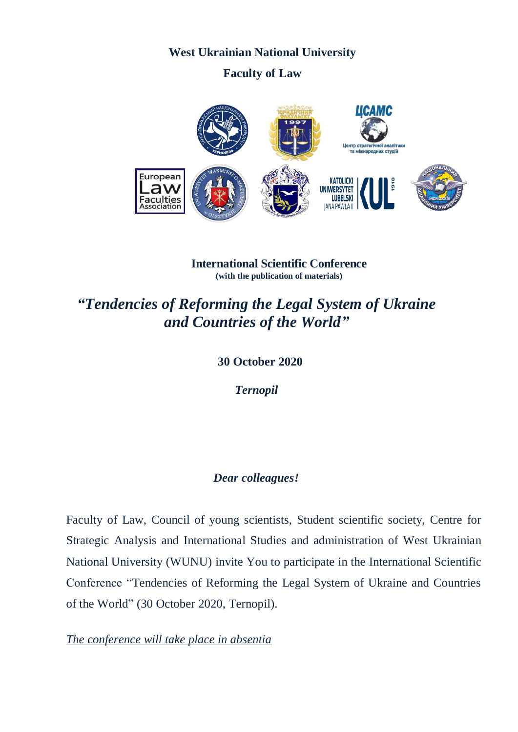**West Ukrainian National University**

**Faculty of Law**

**International Scientific Conference**
**(with the publication of materials)**

# *"Tendencies of Reforming the Legal System of Ukraine and Countries of the World"*

**30 October 2020**

***Ternopil***

***Dear colleagues!***

Faculty of Law, Council of young scientists, Student scientific society, Centre for Strategic Analysis and International Studies and administration of West Ukrainian National University (WUNU) invite You to participate in the International Scientific Conference "Tendencies of Reforming the Legal System of Ukraine and Countries of the World" (30 October 2020, Ternopil).

*The conference will take place in absentia*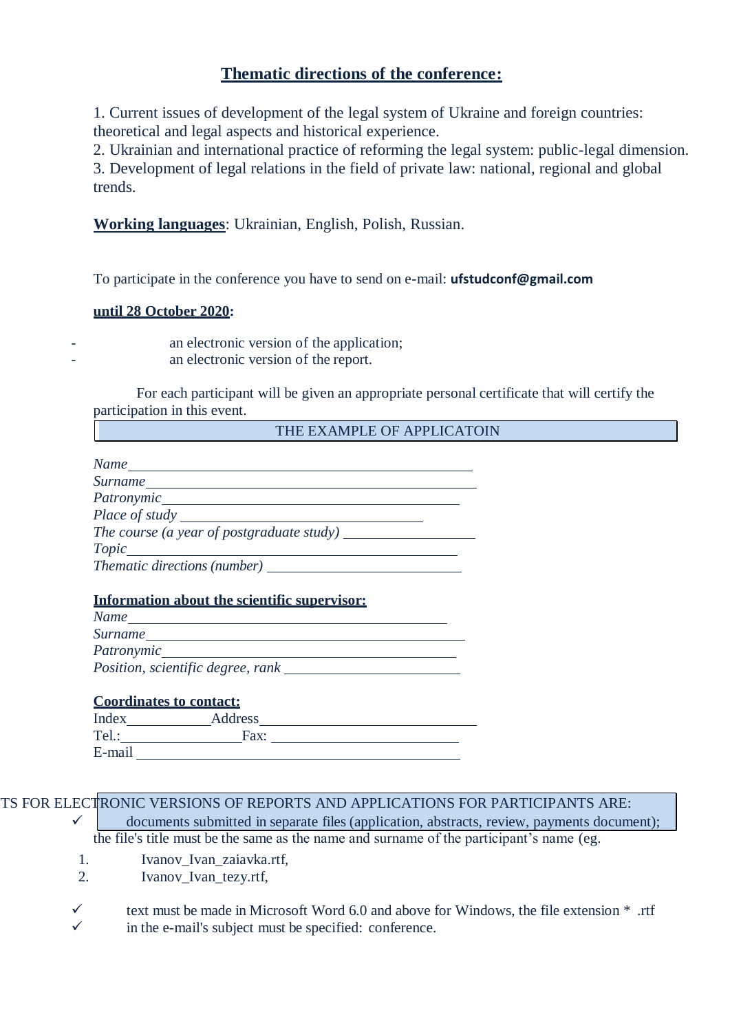## Thematic directions of the conference:

1. Current issues of development of the legal system of Ukraine and foreign countries: theoretical and legal aspects and historical experience.
2. Ukrainian and international practice of reforming the legal system: public-legal dimension.
3. Development of legal relations in the field of private law: national, regional and global trends.

**Working languages**: Ukrainian, English, Polish, Russian.

To participate in the conference you have to send on e-mail: **ufstudconf@gmail.com**

**until 28 October 2020:**

- an electronic version of the application;
- an electronic version of the report.

For each participant will be given an appropriate personal certificate that will certify the participation in this event.

### THE EXAMPLE OF APPLICATOIN

*Name* ________________________________________________

*Surname* ______________________________________________

*Patronymic* ____________________________________________

*Place of study* _______________________________

*The course (a year of postgraduate study)* __________________

*Topic* ________________________________________________

*Thematic directions (number)* __________________________

**Information about the scientific supervisor:**

*Name* ____________________________________________

*Surname* __________________________________________

*Patronymic* _______________________________________

*Position, scientific degree, rank* _______________________

**Coordinates to contact:**

Index ____________ Address ______________________________

Tel.: __________________ Fax: ___________________________

E-mail ______________________________________________

TS FOR ELECTRONIC VERSIONS OF REPORTS AND APPLICATIONS FOR PARTICIPANTS ARE:

- ✓ documents submitted in separate files (application, abstracts, review, payments document); the file's title must be the same as the name and surname of the participant's name (eg.
  1. Ivanov_Ivan_zaiavka.rtf,
  2. Ivanov_Ivan_tezy.rtf,
- ✓ text must be made in Microsoft Word 6.0 and above for Windows, the file extension * .rtf
- ✓ in the e-mail's subject must be specified: conference.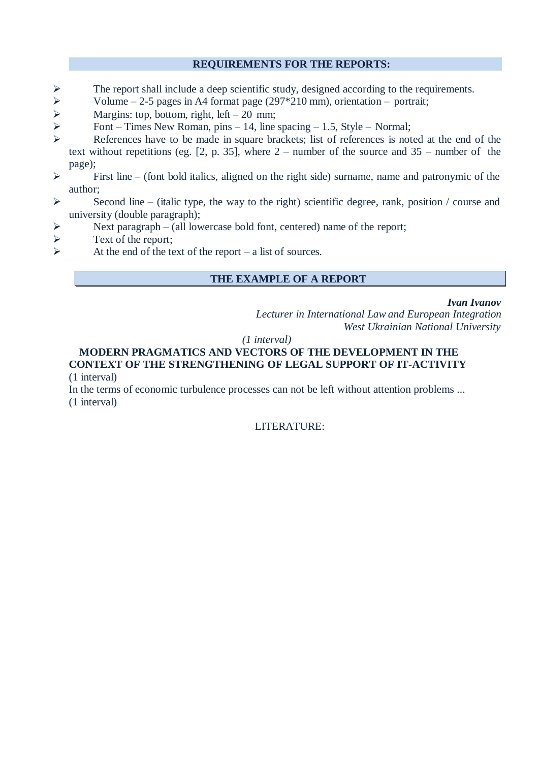## REQUIREMENTS FOR THE REPORTS:

- The report shall include a deep scientific study, designed according to the requirements.
- Volume – 2-5 pages in A4 format page (297*210 mm), orientation – portrait;
- Margins: top, bottom, right, left – 20 mm;
- Font – Times New Roman, pins – 14, line spacing – 1.5, Style – Normal;
- References have to be made in square brackets; list of references is noted at the end of the text without repetitions (eg. [2, p. 35], where 2 – number of the source and 35 – number of the page);
- First line – (font bold italics, aligned on the right side) surname, name and patronymic of the author;
- Second line – (italic type, the way to the right) scientific degree, rank, position / course and university (double paragraph);
- Next paragraph – (all lowercase bold font, centered) name of the report;
- Text of the report;
- At the end of the text of the report – a list of sources.

## THE EXAMPLE OF A REPORT

***Ivan Ivanov***
*Lecturer in International Law and European Integration*
*West Ukrainian National University*

*(1 interval)*

**MODERN PRAGMATICS AND VECTORS OF THE DEVELOPMENT IN THE CONTEXT OF THE STRENGTHENING OF LEGAL SUPPORT OF IT-ACTIVITY**

(1 interval)

In the terms of economic turbulence processes can not be left without attention problems ...

(1 interval)

LITERATURE: